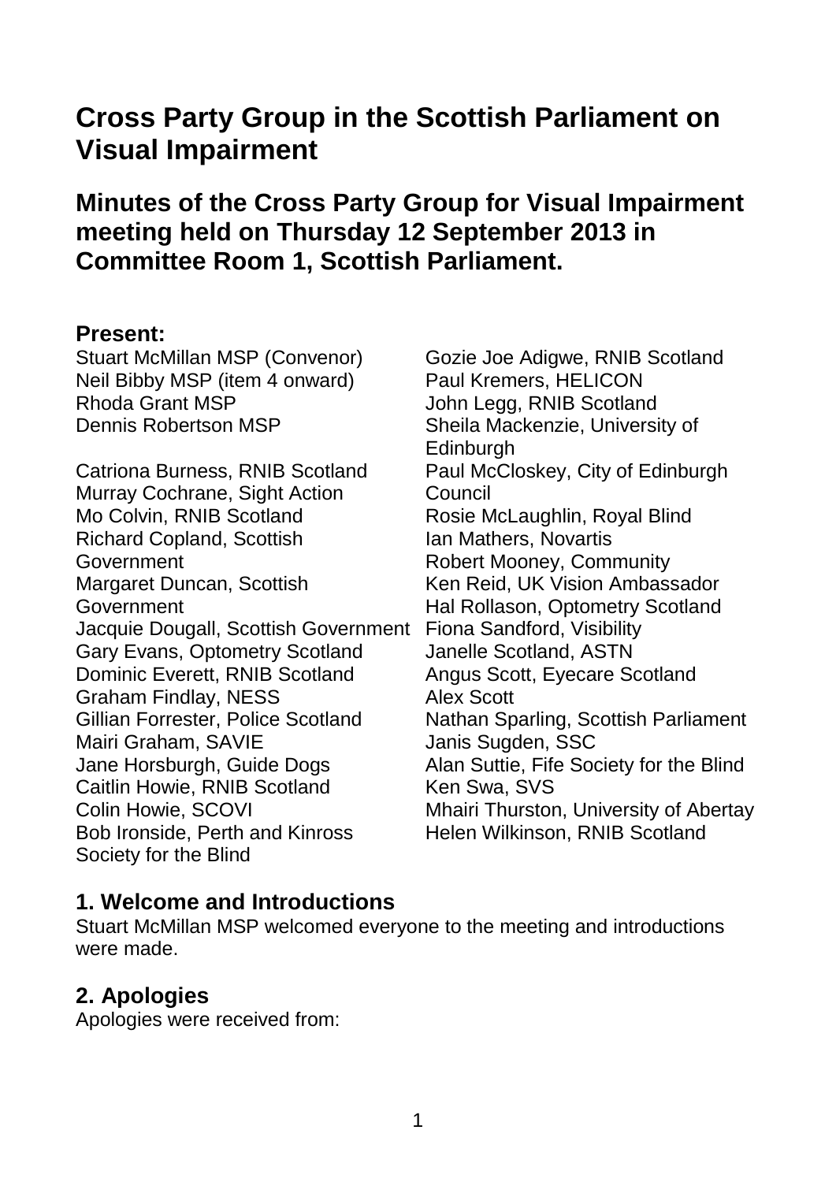# Cross Party Group in the Scottish Parliament on Visual Impairment

## Minutes of the Cross Party Group for Visual Impairment meeting held on Thursday 12 September 2013 in Committee Room 1, Scottish Parliament.

### Present:

Stuart McMillan MSP (Convenor)
Neil Bibby MSP (item 4 onward)
Rhoda Grant MSP
Dennis Robertson MSP

Catriona Burness, RNIB Scotland
Murray Cochrane, Sight Action
Mo Colvin, RNIB Scotland
Richard Copland, Scottish Government
Margaret Duncan, Scottish Government
Jacquie Dougall, Scottish Government
Gary Evans, Optometry Scotland
Dominic Everett, RNIB Scotland
Graham Findlay, NESS
Gillian Forrester, Police Scotland
Mairi Graham, SAVIE
Jane Horsburgh, Guide Dogs
Caitlin Howie, RNIB Scotland
Colin Howie, SCOVI
Bob Ironside, Perth and Kinross Society for the Blind
Gozie Joe Adigwe, RNIB Scotland
Paul Kremers, HELICON
John Legg, RNIB Scotland
Sheila Mackenzie, University of Edinburgh
Paul McCloskey, City of Edinburgh Council
Rosie McLaughlin, Royal Blind
Ian Mathers, Novartis
Robert Mooney, Community
Ken Reid, UK Vision Ambassador
Hal Rollason, Optometry Scotland
Fiona Sandford, Visibility
Janelle Scotland, ASTN
Angus Scott, Eyecare Scotland
Alex Scott
Nathan Sparling, Scottish Parliament
Janis Sugden, SSC
Alan Suttie, Fife Society for the Blind
Ken Swa, SVS
Mhairi Thurston, University of Abertay
Helen Wilkinson, RNIB Scotland

### 1. Welcome and Introductions

Stuart McMillan MSP welcomed everyone to the meeting and introductions were made.

### 2. Apologies

Apologies were received from: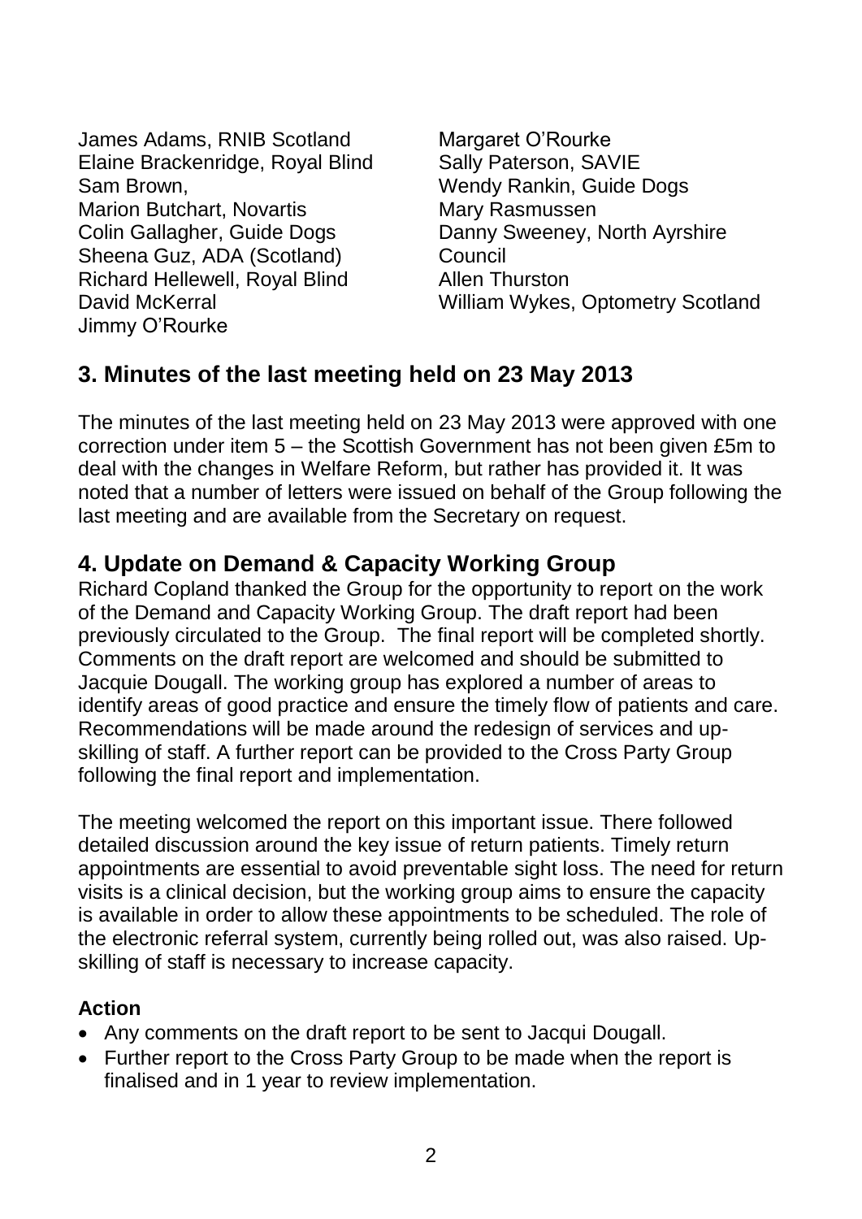James Adams, RNIB Scotland
Elaine Brackenridge, Royal Blind
Sam Brown,
Marion Butchart, Novartis
Colin Gallagher, Guide Dogs
Sheena Guz, ADA (Scotland)
Richard Hellewell, Royal Blind
David McKerral
Jimmy O'Rourke
Margaret O'Rourke
Sally Paterson, SAVIE
Wendy Rankin, Guide Dogs
Mary Rasmussen
Danny Sweeney, North Ayrshire Council
Allen Thurston
William Wykes, Optometry Scotland

## 3. Minutes of the last meeting held on 23 May 2013

The minutes of the last meeting held on 23 May 2013 were approved with one correction under item 5 – the Scottish Government has not been given £5m to deal with the changes in Welfare Reform, but rather has provided it. It was noted that a number of letters were issued on behalf of the Group following the last meeting and are available from the Secretary on request.

## 4. Update on Demand & Capacity Working Group

Richard Copland thanked the Group for the opportunity to report on the work of the Demand and Capacity Working Group. The draft report had been previously circulated to the Group. The final report will be completed shortly. Comments on the draft report are welcomed and should be submitted to Jacquie Dougall. The working group has explored a number of areas to identify areas of good practice and ensure the timely flow of patients and care. Recommendations will be made around the redesign of services and up-skilling of staff. A further report can be provided to the Cross Party Group following the final report and implementation.

The meeting welcomed the report on this important issue. There followed detailed discussion around the key issue of return patients. Timely return appointments are essential to avoid preventable sight loss. The need for return visits is a clinical decision, but the working group aims to ensure the capacity is available in order to allow these appointments to be scheduled. The role of the electronic referral system, currently being rolled out, was also raised. Up-skilling of staff is necessary to increase capacity.

### Action

- Any comments on the draft report to be sent to Jacqui Dougall.
- Further report to the Cross Party Group to be made when the report is finalised and in 1 year to review implementation.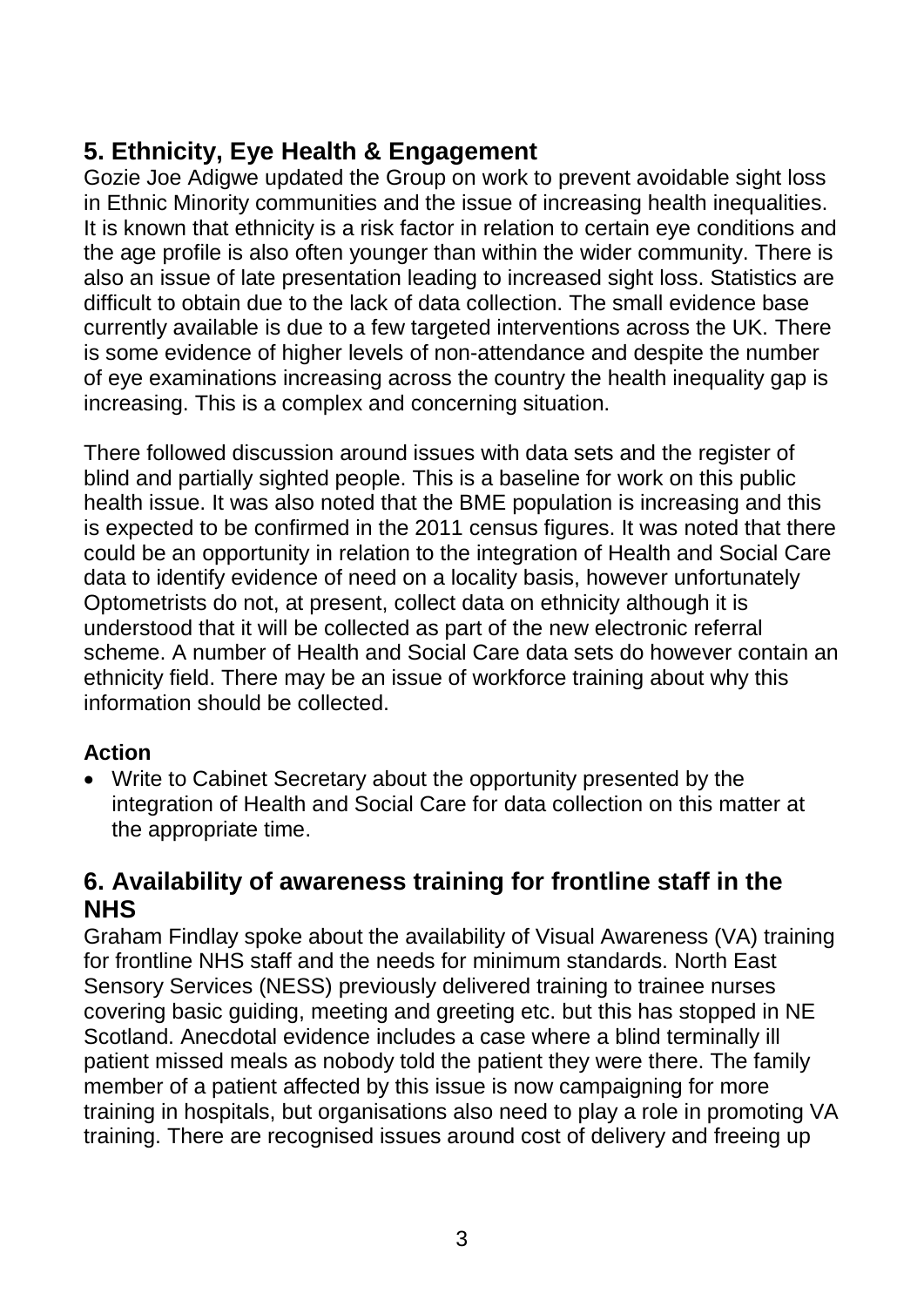## 5. Ethnicity, Eye Health & Engagement

Gozie Joe Adigwe updated the Group on work to prevent avoidable sight loss in Ethnic Minority communities and the issue of increasing health inequalities. It is known that ethnicity is a risk factor in relation to certain eye conditions and the age profile is also often younger than within the wider community. There is also an issue of late presentation leading to increased sight loss. Statistics are difficult to obtain due to the lack of data collection. The small evidence base currently available is due to a few targeted interventions across the UK. There is some evidence of higher levels of non-attendance and despite the number of eye examinations increasing across the country the health inequality gap is increasing. This is a complex and concerning situation.

There followed discussion around issues with data sets and the register of blind and partially sighted people. This is a baseline for work on this public health issue. It was also noted that the BME population is increasing and this is expected to be confirmed in the 2011 census figures. It was noted that there could be an opportunity in relation to the integration of Health and Social Care data to identify evidence of need on a locality basis, however unfortunately Optometrists do not, at present, collect data on ethnicity although it is understood that it will be collected as part of the new electronic referral scheme. A number of Health and Social Care data sets do however contain an ethnicity field. There may be an issue of workforce training about why this information should be collected.

**Action**

- Write to Cabinet Secretary about the opportunity presented by the integration of Health and Social Care for data collection on this matter at the appropriate time.

## 6. Availability of awareness training for frontline staff in the NHS

Graham Findlay spoke about the availability of Visual Awareness (VA) training for frontline NHS staff and the needs for minimum standards. North East Sensory Services (NESS) previously delivered training to trainee nurses covering basic guiding, meeting and greeting etc. but this has stopped in NE Scotland. Anecdotal evidence includes a case where a blind terminally ill patient missed meals as nobody told the patient they were there. The family member of a patient affected by this issue is now campaigning for more training in hospitals, but organisations also need to play a role in promoting VA training. There are recognised issues around cost of delivery and freeing up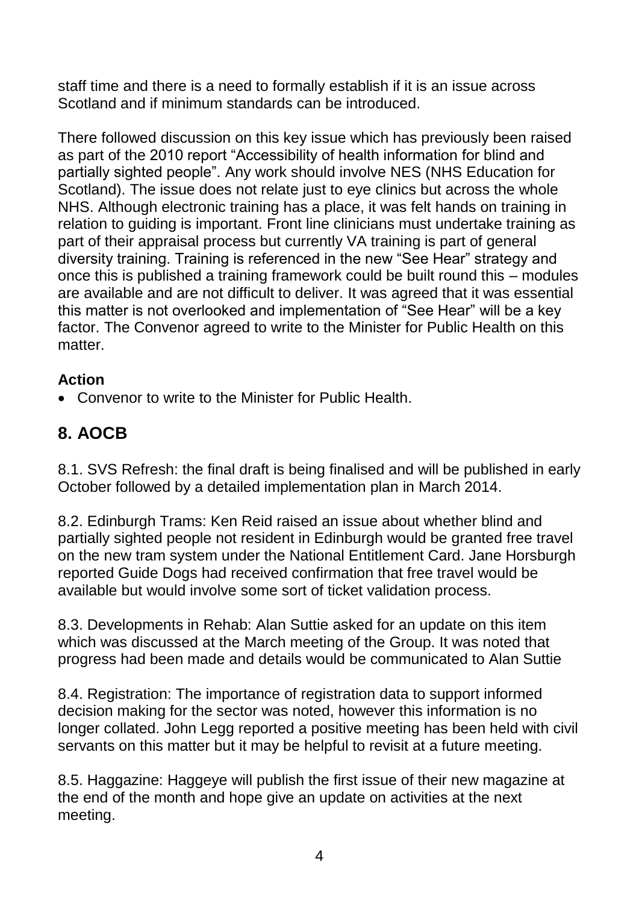staff time and there is a need to formally establish if it is an issue across Scotland and if minimum standards can be introduced.

There followed discussion on this key issue which has previously been raised as part of the 2010 report "Accessibility of health information for blind and partially sighted people". Any work should involve NES (NHS Education for Scotland). The issue does not relate just to eye clinics but across the whole NHS. Although electronic training has a place, it was felt hands on training in relation to guiding is important. Front line clinicians must undertake training as part of their appraisal process but currently VA training is part of general diversity training. Training is referenced in the new "See Hear" strategy and once this is published a training framework could be built round this – modules are available and are not difficult to deliver. It was agreed that it was essential this matter is not overlooked and implementation of "See Hear" will be a key factor. The Convenor agreed to write to the Minister for Public Health on this matter.

**Action**

- Convenor to write to the Minister for Public Health.

## 8. AOCB

8.1. SVS Refresh: the final draft is being finalised and will be published in early October followed by a detailed implementation plan in March 2014.

8.2. Edinburgh Trams: Ken Reid raised an issue about whether blind and partially sighted people not resident in Edinburgh would be granted free travel on the new tram system under the National Entitlement Card. Jane Horsburgh reported Guide Dogs had received confirmation that free travel would be available but would involve some sort of ticket validation process.

8.3. Developments in Rehab: Alan Suttie asked for an update on this item which was discussed at the March meeting of the Group. It was noted that progress had been made and details would be communicated to Alan Suttie

8.4. Registration: The importance of registration data to support informed decision making for the sector was noted, however this information is no longer collated. John Legg reported a positive meeting has been held with civil servants on this matter but it may be helpful to revisit at a future meeting.

8.5. Haggazine: Haggeye will publish the first issue of their new magazine at the end of the month and hope give an update on activities at the next meeting.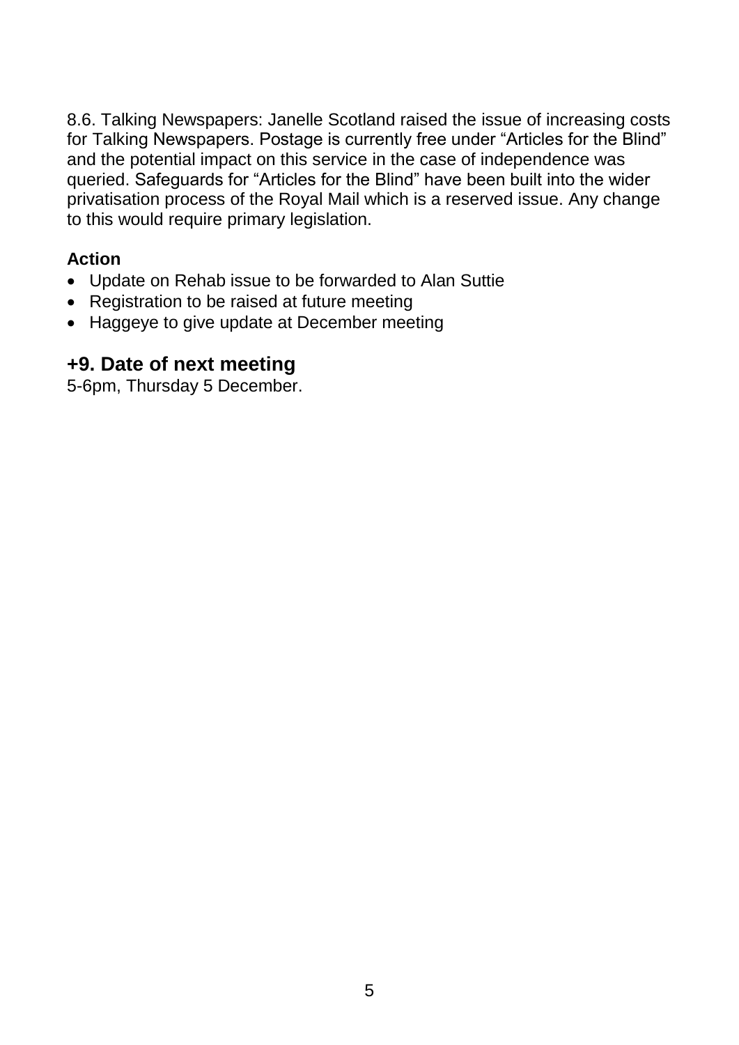8.6. Talking Newspapers: Janelle Scotland raised the issue of increasing costs for Talking Newspapers. Postage is currently free under "Articles for the Blind" and the potential impact on this service in the case of independence was queried. Safeguards for "Articles for the Blind" have been built into the wider privatisation process of the Royal Mail which is a reserved issue. Any change to this would require primary legislation.

**Action**

- Update on Rehab issue to be forwarded to Alan Suttie
- Registration to be raised at future meeting
- Haggeye to give update at December meeting

## +9. Date of next meeting

5-6pm, Thursday 5 December.